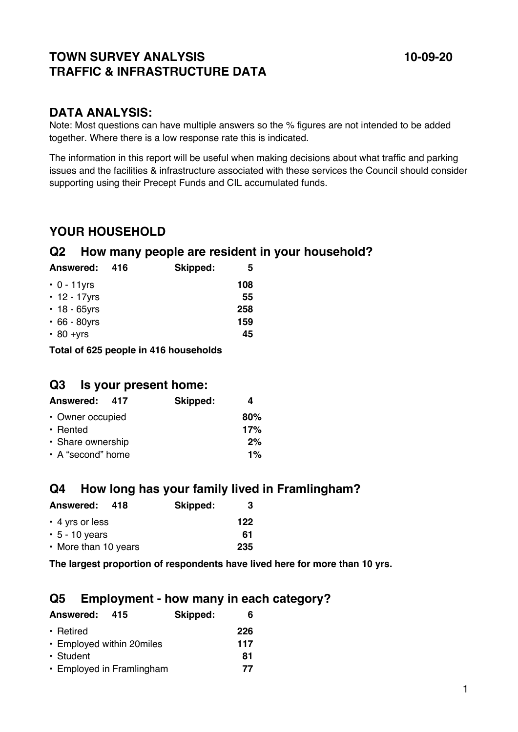# TOWN SURVEY ANALYSIS 10-09-20
# TRAFFIC & INFRASTRUCTURE DATA

## DATA ANALYSIS:

Note: Most questions can have multiple answers so the % figures are not intended to be added together. Where there is a low response rate this is indicated.

The information in this report will be useful when making decisions about what traffic and parking issues and the facilities & infrastructure associated with these services the Council should consider supporting using their Precept Funds and CIL accumulated funds.

## YOUR HOUSEHOLD

### Q2 How many people are resident in your household?

**Answered: 416** **Skipped: 5**

- 0 - 11yrs **108**
- 12 - 17yrs **55**
- 18 - 65yrs **258**
- 66 - 80yrs **159**
- 80 +yrs **45**

**Total of 625 people in 416 households**

### Q3 Is your present home:

**Answered: 417** **Skipped: 4**

- Owner occupied **80%**
- Rented **17%**
- Share ownership **2%**
- A "second" home **1%**

### Q4 How long has your family lived in Framlingham?

**Answered: 418** **Skipped: 3**

- 4 yrs or less **122**
- 5 - 10 years **61**
- More than 10 years **235**

**The largest proportion of respondents have lived here for more than 10 yrs.**

### Q5 Employment - how many in each category?

**Answered: 415** **Skipped: 6**

- Retired **226**
- Employed within 20miles **117**
- Student **81**
- Employed in Framlingham **77**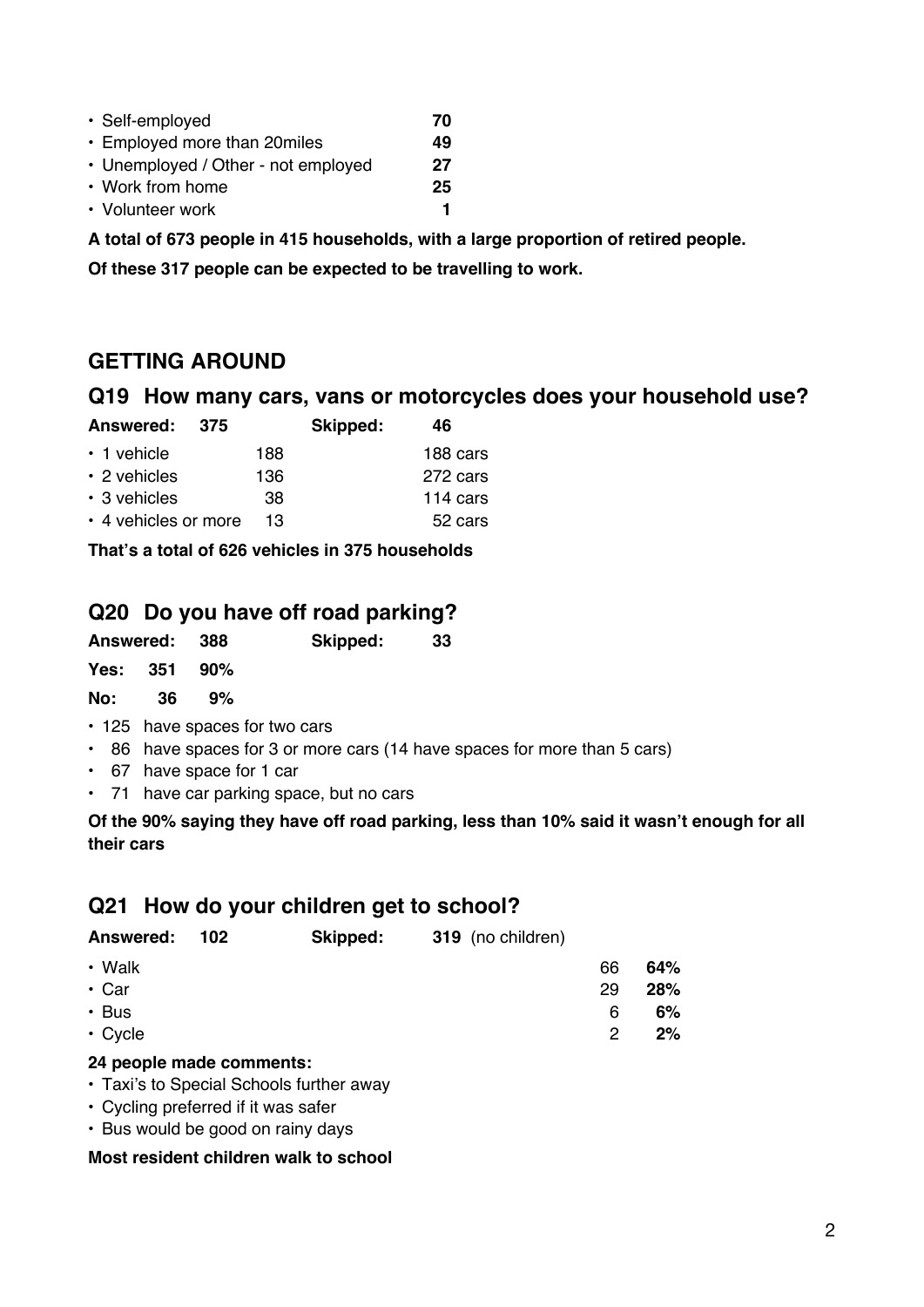- Self-employed **70**
- Employed more than 20miles **49**
- Unemployed / Other - not employed **27**
- Work from home **25**
- Volunteer work **1**

**A total of 673 people in 415 households, with a large proportion of retired people.**

**Of these 317 people can be expected to be travelling to work.**

## GETTING AROUND

### Q19 How many cars, vans or motorcycles does your household use?

**Answered: 375** **Skipped: 46**

| | | |
|---|---|---|
| • 1 vehicle | 188 | 188 cars |
| • 2 vehicles | 136 | 272 cars |
| • 3 vehicles | 38 | 114 cars |
| • 4 vehicles or more | 13 | 52 cars |

**That's a total of 626 vehicles in 375 households**

### Q20 Do you have off road parking?

**Answered: 388** **Skipped: 33**

**Yes: 351 90%**

**No: 36 9%**

- 125 have spaces for two cars
- 86 have spaces for 3 or more cars (14 have spaces for more than 5 cars)
- 67 have space for 1 car
- 71 have car parking space, but no cars

**Of the 90% saying they have off road parking, less than 10% said it wasn't enough for all their cars**

### Q21 How do your children get to school?

**Answered: 102** **Skipped: 319** (no children)

| | | |
|---|---|---|
| • Walk | 66 | **64%** |
| • Car | 29 | **28%** |
| • Bus | 6 | **6%** |
| • Cycle | 2 | **2%** |

**24 people made comments:**

- Taxi's to Special Schools further away
- Cycling preferred if it was safer
- Bus would be good on rainy days

**Most resident children walk to school**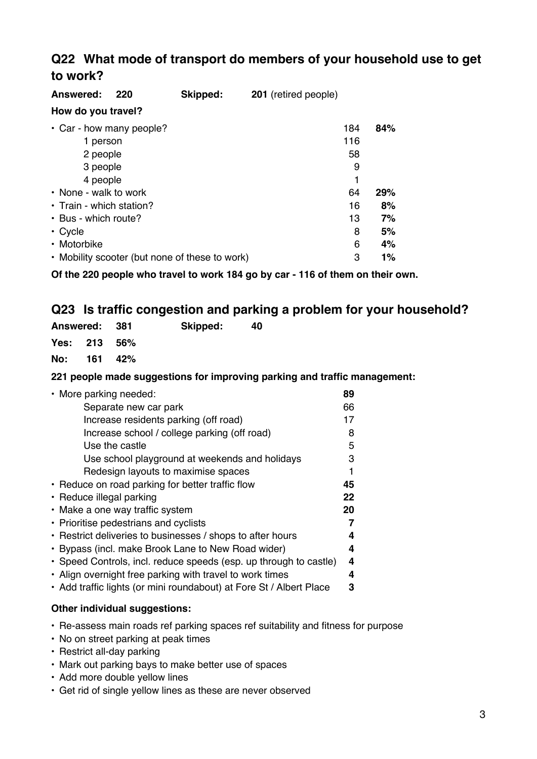## Q22 What mode of transport do members of your household use to get to work?

**Answered:** **220** **Skipped:** **201** (retired people)

**How do you travel?**

| | | |
|---|---|---|
| • Car - how many people? | 184 | **84%** |
| 1 person | 116 | |
| 2 people | 58 | |
| 3 people | 9 | |
| 4 people | 1 | |
| • None - walk to work | 64 | **29%** |
| • Train - which station? | 16 | **8%** |
| • Bus - which route? | 13 | **7%** |
| • Cycle | 8 | **5%** |
| • Motorbike | 6 | **4%** |
| • Mobility scooter (but none of these to work) | 3 | **1%** |

**Of the 220 people who travel to work 184 go by car - 116 of them on their own.**

## Q23 Is traffic congestion and parking a problem for your household?

**Answered:** **381** **Skipped:** **40**

**Yes:** **213** **56%**

**No:** **161** **42%**

**221 people made suggestions for improving parking and traffic management:**

| | |
|---|---|
| • More parking needed: | **89** |
| Separate new car park | 66 |
| Increase residents parking (off road) | 17 |
| Increase school / college parking (off road) | 8 |
| Use the castle | 5 |
| Use school playground at weekends and holidays | 3 |
| Redesign layouts to maximise spaces | 1 |
| • Reduce on road parking for better traffic flow | **45** |
| • Reduce illegal parking | **22** |
| • Make a one way traffic system | **20** |
| • Prioritise pedestrians and cyclists | **7** |
| • Restrict deliveries to businesses / shops to after hours | **4** |
| • Bypass (incl. make Brook Lane to New Road wider) | **4** |
| • Speed Controls, incl. reduce speeds (esp. up through to castle) | **4** |
| • Align overnight free parking with travel to work times | **4** |
| • Add traffic lights (or mini roundabout) at Fore St / Albert Place | **3** |

**Other individual suggestions:**

- Re-assess main roads ref parking spaces ref suitability and fitness for purpose
- No on street parking at peak times
- Restrict all-day parking
- Mark out parking bays to make better use of spaces
- Add more double yellow lines
- Get rid of single yellow lines as these are never observed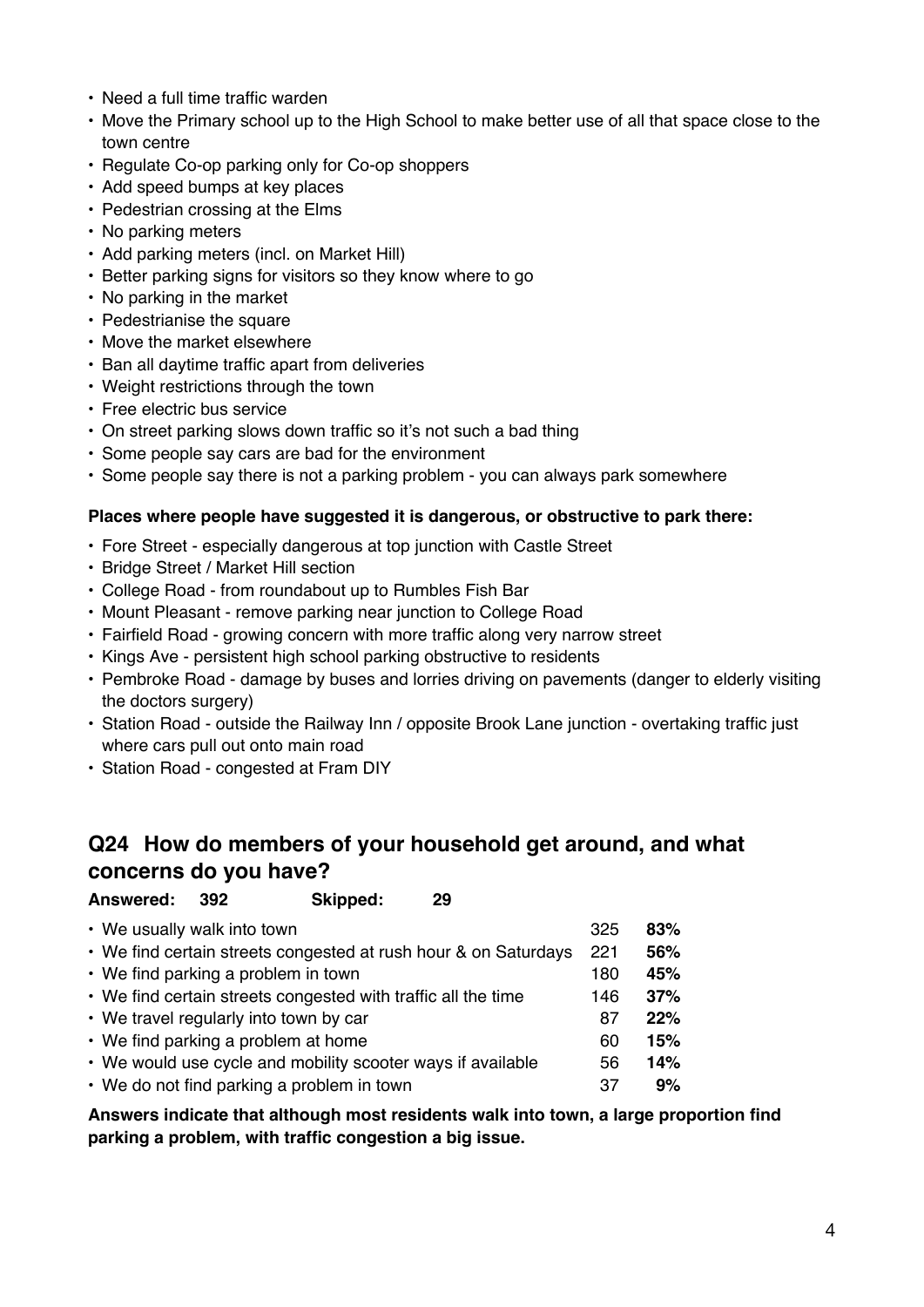- Need a full time traffic warden
- Move the Primary school up to the High School to make better use of all that space close to the town centre
- Regulate Co-op parking only for Co-op shoppers
- Add speed bumps at key places
- Pedestrian crossing at the Elms
- No parking meters
- Add parking meters (incl. on Market Hill)
- Better parking signs for visitors so they know where to go
- No parking in the market
- Pedestrianise the square
- Move the market elsewhere
- Ban all daytime traffic apart from deliveries
- Weight restrictions through the town
- Free electric bus service
- On street parking slows down traffic so it's not such a bad thing
- Some people say cars are bad for the environment
- Some people say there is not a parking problem - you can always park somewhere

**Places where people have suggested it is dangerous, or obstructive to park there:**

- Fore Street - especially dangerous at top junction with Castle Street
- Bridge Street / Market Hill section
- College Road - from roundabout up to Rumbles Fish Bar
- Mount Pleasant - remove parking near junction to College Road
- Fairfield Road - growing concern with more traffic along very narrow street
- Kings Ave - persistent high school parking obstructive to residents
- Pembroke Road - damage by buses and lorries driving on pavements (danger to elderly visiting the doctors surgery)
- Station Road - outside the Railway Inn / opposite Brook Lane junction - overtaking traffic just where cars pull out onto main road
- Station Road - congested at Fram DIY

## Q24 How do members of your household get around, and what concerns do you have?

**Answered: 392 Skipped: 29**

| Response | Count | % |
|---|---|---|
| • We usually walk into town | 325 | **83%** |
| • We find certain streets congested at rush hour & on Saturdays | 221 | **56%** |
| • We find parking a problem in town | 180 | **45%** |
| • We find certain streets congested with traffic all the time | 146 | **37%** |
| • We travel regularly into town by car | 87 | **22%** |
| • We find parking a problem at home | 60 | **15%** |
| • We would use cycle and mobility scooter ways if available | 56 | **14%** |
| • We do not find parking a problem in town | 37 | **9%** |

**Answers indicate that although most residents walk into town, a large proportion find parking a problem, with traffic congestion a big issue.**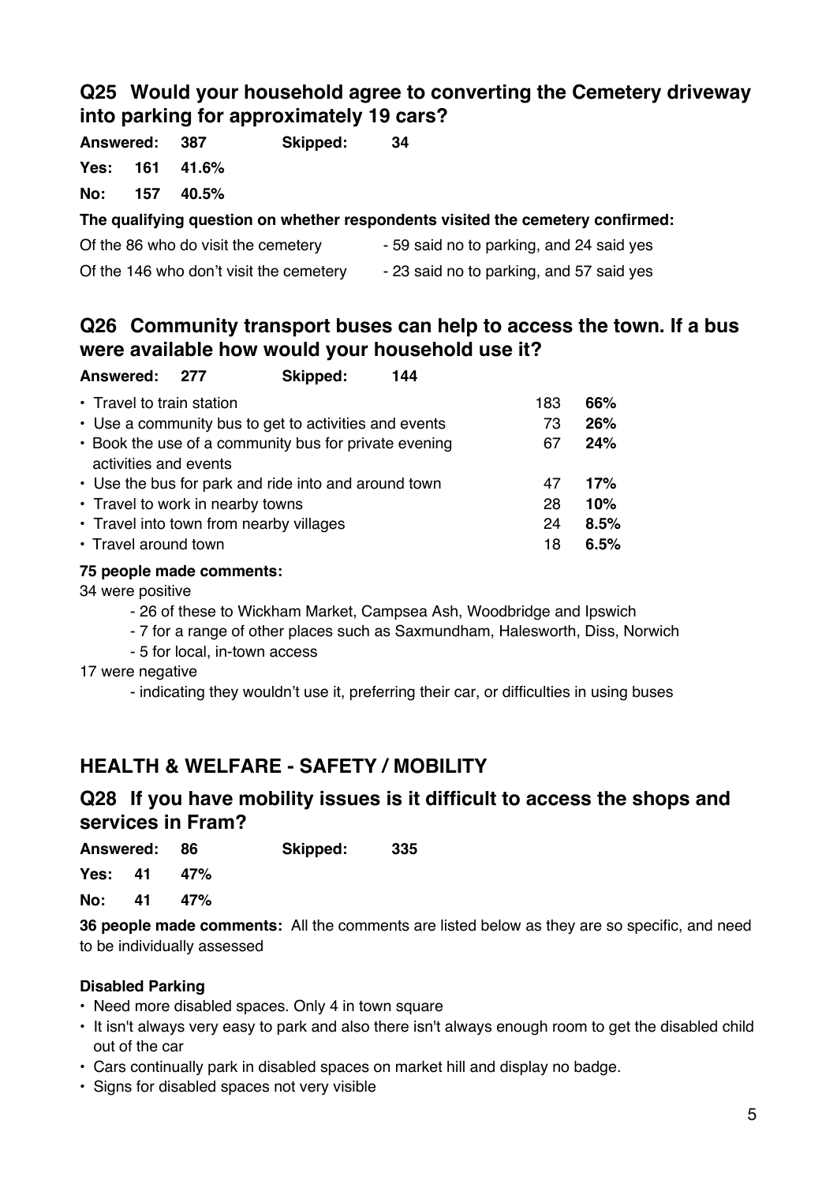## Q25 Would your household agree to converting the Cemetery driveway into parking for approximately 19 cars?

**Answered: 387** **Skipped: 34**

**Yes: 161 41.6%**

**No: 157 40.5%**

**The qualifying question on whether respondents visited the cemetery confirmed:**

Of the 86 who do visit the cemetery - 59 said no to parking, and 24 said yes

Of the 146 who don't visit the cemetery - 23 said no to parking, and 57 said yes

## Q26 Community transport buses can help to access the town. If a bus were available how would your household use it?

**Answered: 277** **Skipped: 144**

| | | |
|---|---|---|
| • Travel to train station | 183 | **66%** |
| • Use a community bus to get to activities and events | 73 | **26%** |
| • Book the use of a community bus for private evening activities and events | 67 | **24%** |
| • Use the bus for park and ride into and around town | 47 | **17%** |
| • Travel to work in nearby towns | 28 | **10%** |
| • Travel into town from nearby villages | 24 | **8.5%** |
| • Travel around town | 18 | **6.5%** |

**75 people made comments:**

34 were positive

- 26 of these to Wickham Market, Campsea Ash, Woodbridge and Ipswich
- 7 for a range of other places such as Saxmundham, Halesworth, Diss, Norwich
- 5 for local, in-town access

17 were negative

- indicating they wouldn't use it, preferring their car, or difficulties in using buses

## HEALTH & WELFARE - SAFETY / MOBILITY

## Q28 If you have mobility issues is it difficult to access the shops and services in Fram?

**Answered: 86** **Skipped: 335**

**Yes: 41 47%**

**No: 41 47%**

**36 people made comments:** All the comments are listed below as they are so specific, and need to be individually assessed

**Disabled Parking**

- Need more disabled spaces. Only 4 in town square
- It isn't always very easy to park and also there isn't always enough room to get the disabled child out of the car
- Cars continually park in disabled spaces on market hill and display no badge.
- Signs for disabled spaces not very visible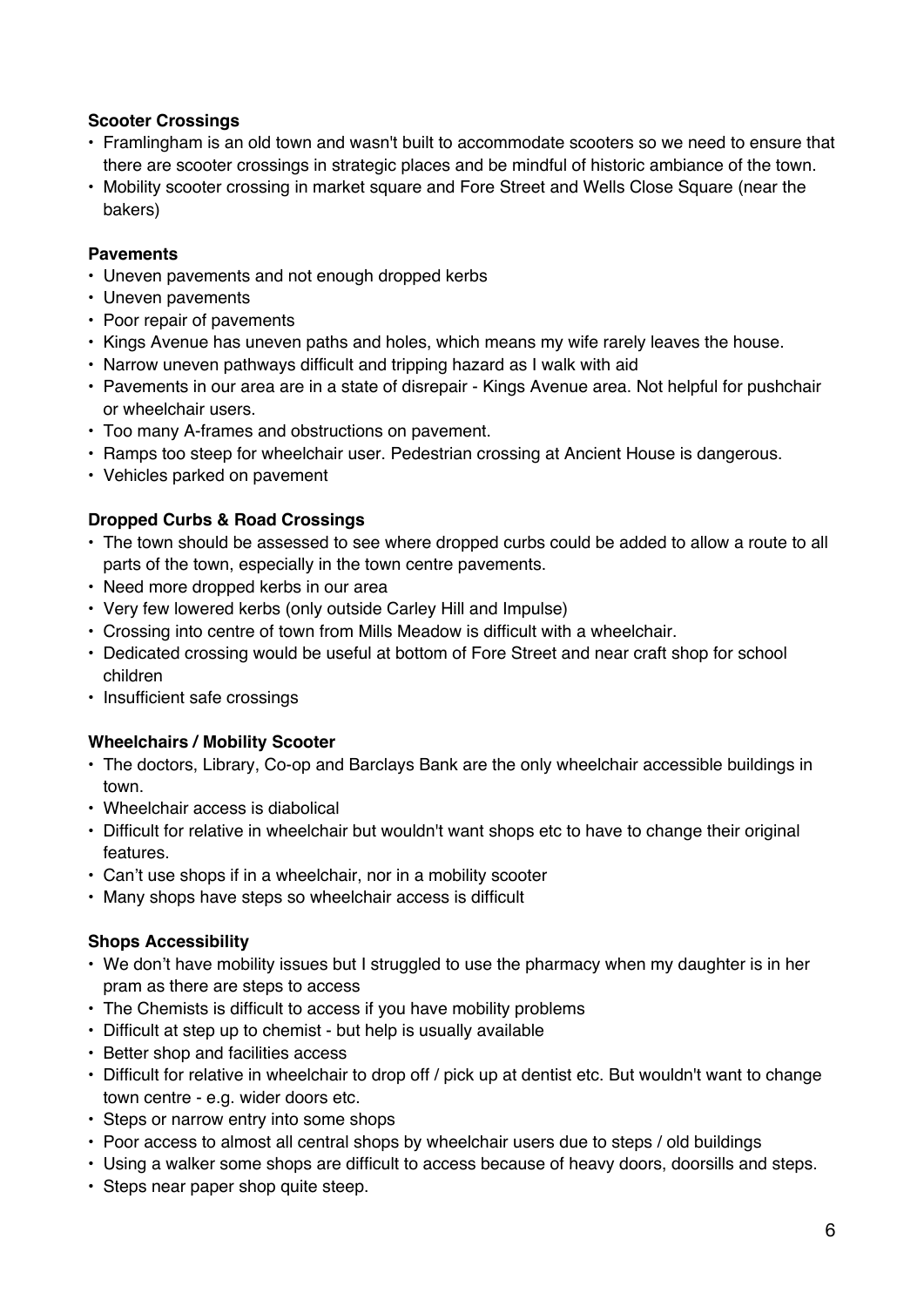**Scooter Crossings**

- Framlingham is an old town and wasn't built to accommodate scooters so we need to ensure that there are scooter crossings in strategic places and be mindful of historic ambiance of the town.
- Mobility scooter crossing in market square and Fore Street and Wells Close Square (near the bakers)

**Pavements**

- Uneven pavements and not enough dropped kerbs
- Uneven pavements
- Poor repair of pavements
- Kings Avenue has uneven paths and holes, which means my wife rarely leaves the house.
- Narrow uneven pathways difficult and tripping hazard as I walk with aid
- Pavements in our area are in a state of disrepair - Kings Avenue area. Not helpful for pushchair or wheelchair users.
- Too many A-frames and obstructions on pavement.
- Ramps too steep for wheelchair user. Pedestrian crossing at Ancient House is dangerous.
- Vehicles parked on pavement

**Dropped Curbs & Road Crossings**

- The town should be assessed to see where dropped curbs could be added to allow a route to all parts of the town, especially in the town centre pavements.
- Need more dropped kerbs in our area
- Very few lowered kerbs (only outside Carley Hill and Impulse)
- Crossing into centre of town from Mills Meadow is difficult with a wheelchair.
- Dedicated crossing would be useful at bottom of Fore Street and near craft shop for school children
- Insufficient safe crossings

**Wheelchairs / Mobility Scooter**

- The doctors, Library, Co-op and Barclays Bank are the only wheelchair accessible buildings in town.
- Wheelchair access is diabolical
- Difficult for relative in wheelchair but wouldn't want shops etc to have to change their original features.
- Can't use shops if in a wheelchair, nor in a mobility scooter
- Many shops have steps so wheelchair access is difficult

**Shops Accessibility**

- We don't have mobility issues but I struggled to use the pharmacy when my daughter is in her pram as there are steps to access
- The Chemists is difficult to access if you have mobility problems
- Difficult at step up to chemist - but help is usually available
- Better shop and facilities access
- Difficult for relative in wheelchair to drop off / pick up at dentist etc. But wouldn't want to change town centre - e.g. wider doors etc.
- Steps or narrow entry into some shops
- Poor access to almost all central shops by wheelchair users due to steps / old buildings
- Using a walker some shops are difficult to access because of heavy doors, doorsills and steps.
- Steps near paper shop quite steep.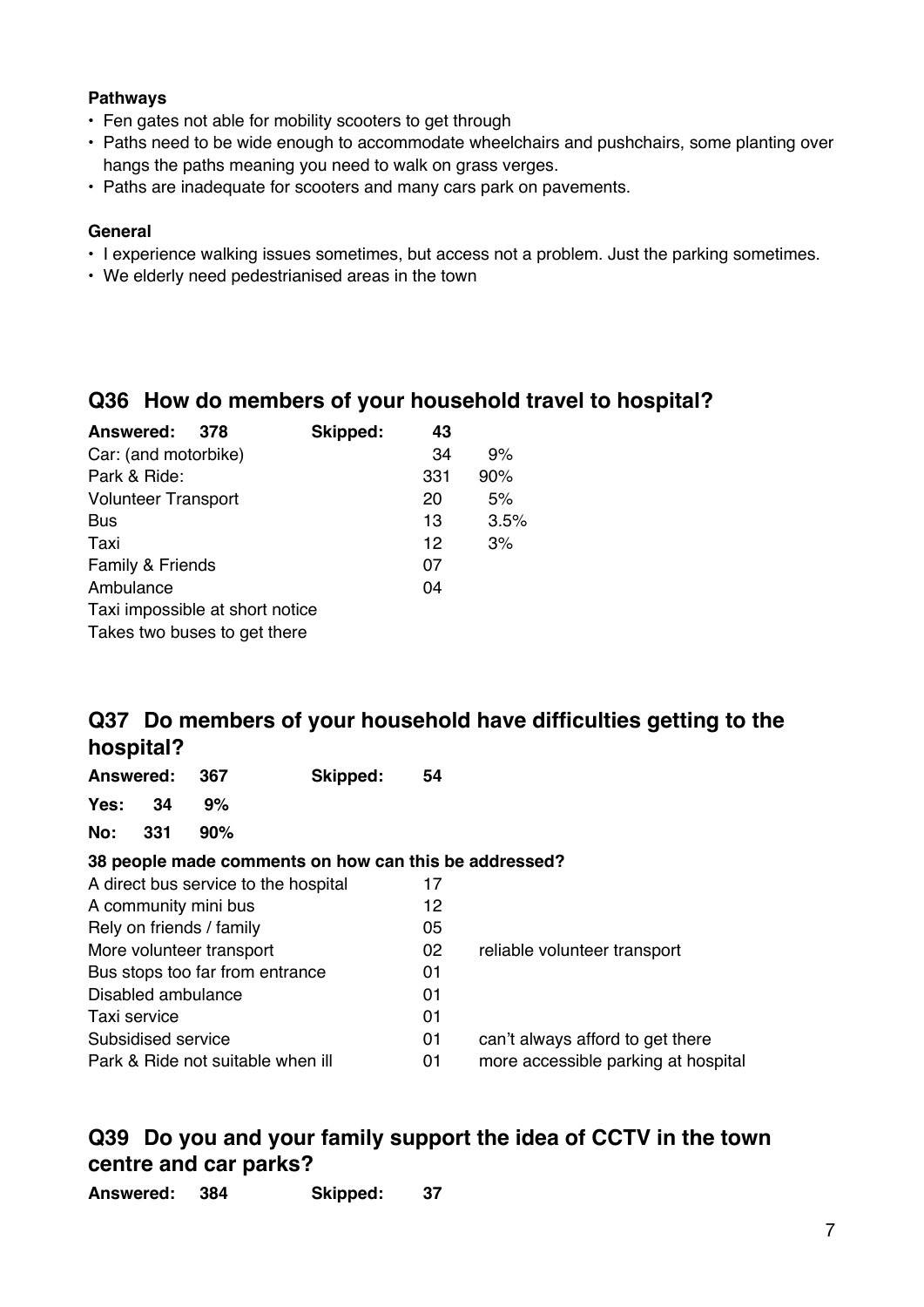**Pathways**

- Fen gates not able for mobility scooters to get through
- Paths need to be wide enough to accommodate wheelchairs and pushchairs, some planting over hangs the paths meaning you need to walk on grass verges.
- Paths are inadequate for scooters and many cars park on pavements.

**General**

- I experience walking issues sometimes, but access not a problem. Just the parking sometimes.
- We elderly need pedestrianised areas in the town

## Q36 How do members of your household travel to hospital?

| **Answered: 378** | **Skipped:** | **43** | |
|---|---|---|---|
| Car: (and motorbike) | | 34 | 9% |
| Park & Ride: | | 331 | 90% |
| Volunteer Transport | | 20 | 5% |
| Bus | | 13 | 3.5% |
| Taxi | | 12 | 3% |
| Family & Friends | | 07 | |
| Ambulance | | 04 | |
| Taxi impossible at short notice | | | |
| Takes two buses to get there | | | |

## Q37 Do members of your household have difficulties getting to the hospital?

**Answered: 367** **Skipped: 54**

**Yes: 34 9%**

**No: 331 90%**

**38 people made comments on how can this be addressed?**

| | | |
|---|---|---|
| A direct bus service to the hospital | 17 | |
| A community mini bus | 12 | |
| Rely on friends / family | 05 | |
| More volunteer transport | 02 | reliable volunteer transport |
| Bus stops too far from entrance | 01 | |
| Disabled ambulance | 01 | |
| Taxi service | 01 | |
| Subsidised service | 01 | can't always afford to get there |
| Park & Ride not suitable when ill | 01 | more accessible parking at hospital |

## Q39 Do you and your family support the idea of CCTV in the town centre and car parks?

**Answered: 384** **Skipped: 37**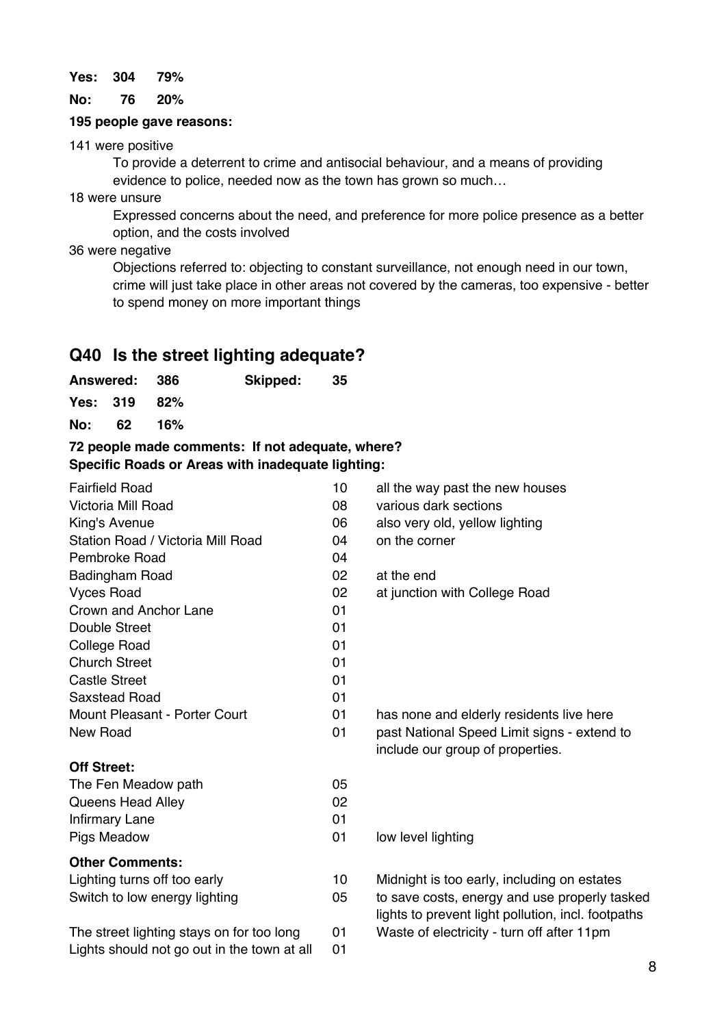**Yes: 304 79%**

**No: 76 20%**

**195 people gave reasons:**

141 were positive

> To provide a deterrent to crime and antisocial behaviour, and a means of providing evidence to police, needed now as the town has grown so much…

18 were unsure

> Expressed concerns about the need, and preference for more police presence as a better option, and the costs involved

36 were negative

> Objections referred to: objecting to constant surveillance, not enough need in our town, crime will just take place in other areas not covered by the cameras, too expensive - better to spend money on more important things

## Q40 Is the street lighting adequate?

**Answered: 386 Skipped: 35**

**Yes: 319 82%**

**No: 62 16%**

**72 people made comments: If not adequate, where?**
**Specific Roads or Areas with inadequate lighting:**

| | | |
|---|---|---|
| Fairfield Road | 10 | all the way past the new houses |
| Victoria Mill Road | 08 | various dark sections |
| King's Avenue | 06 | also very old, yellow lighting |
| Station Road / Victoria Mill Road | 04 | on the corner |
| Pembroke Road | 04 | |
| Badingham Road | 02 | at the end |
| Vyces Road | 02 | at junction with College Road |
| Crown and Anchor Lane | 01 | |
| Double Street | 01 | |
| College Road | 01 | |
| Church Street | 01 | |
| Castle Street | 01 | |
| Saxstead Road | 01 | |
| Mount Pleasant - Porter Court | 01 | has none and elderly residents live here |
| New Road | 01 | past National Speed Limit signs - extend to include our group of properties. |
| **Off Street:** | | |
| The Fen Meadow path | 05 | |
| Queens Head Alley | 02 | |
| Infirmary Lane | 01 | |
| Pigs Meadow | 01 | low level lighting |
| **Other Comments:** | | |
| Lighting turns off too early | 10 | Midnight is too early, including on estates |
| Switch to low energy lighting | 05 | to save costs, energy and use properly tasked lights to prevent light pollution, incl. footpaths |
| The street lighting stays on for too long | 01 | Waste of electricity - turn off after 11pm |
| Lights should not go out in the town at all | 01 | |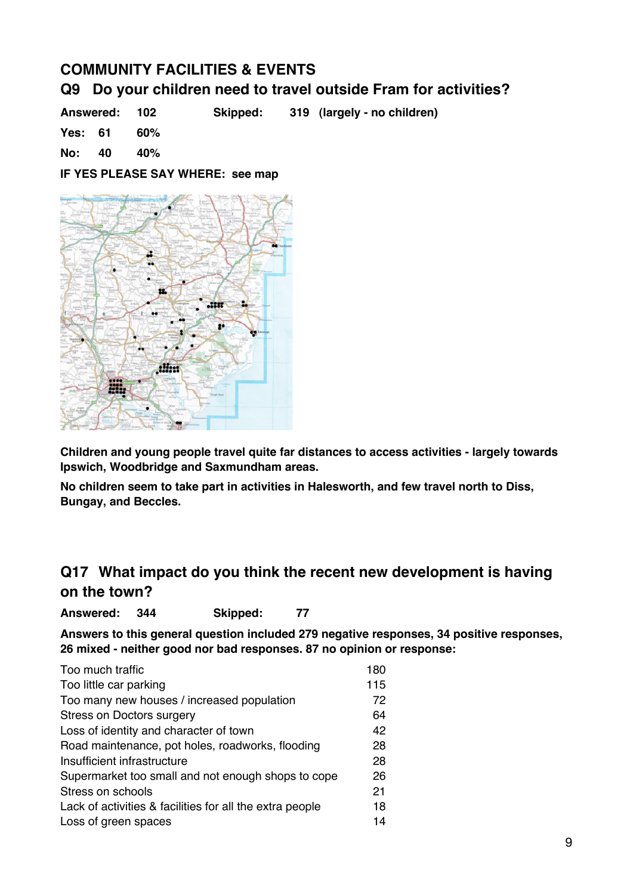## COMMUNITY FACILITIES & EVENTS

### Q9 Do your children need to travel outside Fram for activities?

**Answered: 102 Skipped: 319 (largely - no children)**

**Yes: 61 60%**

**No: 40 40%**

**IF YES PLEASE SAY WHERE: see map**

**Children and young people travel quite far distances to access activities - largely towards Ipswich, Woodbridge and Saxmundham areas.**

**No children seem to take part in activities in Halesworth, and few travel north to Diss, Bungay, and Beccles.**

### Q17 What impact do you think the recent new development is having on the town?

**Answered: 344 Skipped: 77**

**Answers to this general question included 279 negative responses, 34 positive responses, 26 mixed - neither good nor bad responses. 87 no opinion or response:**

| Response | Count |
|---|---|
| Too much traffic | 180 |
| Too little car parking | 115 |
| Too many new houses / increased population | 72 |
| Stress on Doctors surgery | 64 |
| Loss of identity and character of town | 42 |
| Road maintenance, pot holes, roadworks, flooding | 28 |
| Insufficient infrastructure | 28 |
| Supermarket too small and not enough shops to cope | 26 |
| Stress on schools | 21 |
| Lack of activities & facilities for all the extra people | 18 |
| Loss of green spaces | 14 |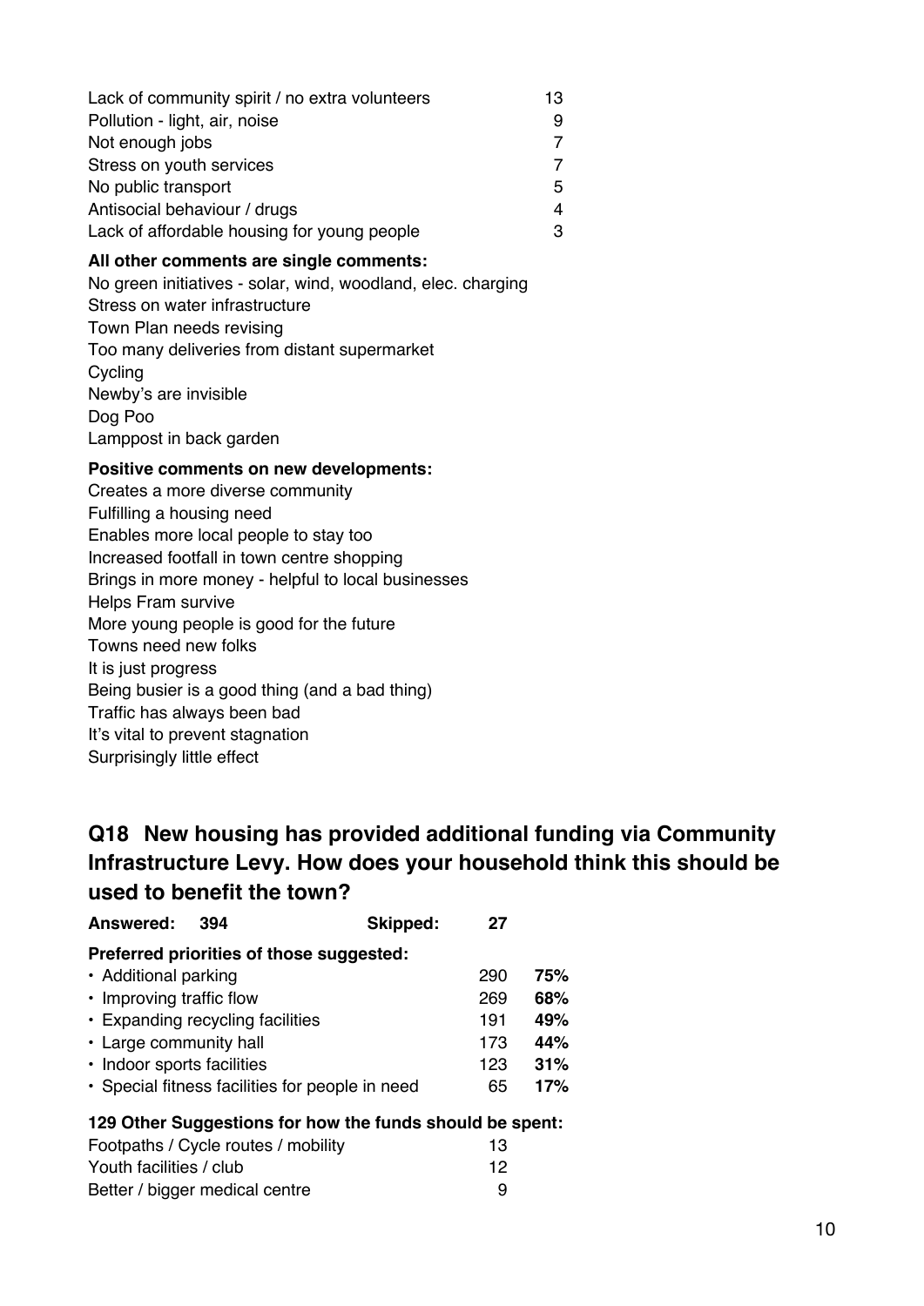| | |
|---|---|
| Lack of community spirit / no extra volunteers | 13 |
| Pollution - light, air, noise | 9 |
| Not enough jobs | 7 |
| Stress on youth services | 7 |
| No public transport | 5 |
| Antisocial behaviour / drugs | 4 |
| Lack of affordable housing for young people | 3 |

**All other comments are single comments:**

No green initiatives - solar, wind, woodland, elec. charging
Stress on water infrastructure
Town Plan needs revising
Too many deliveries from distant supermarket
Cycling
Newby's are invisible
Dog Poo
Lamppost in back garden

**Positive comments on new developments:**

Creates a more diverse community
Fulfilling a housing need
Enables more local people to stay too
Increased footfall in town centre shopping
Brings in more money - helpful to local businesses
Helps Fram survive
More young people is good for the future
Towns need new folks
It is just progress
Being busier is a good thing (and a bad thing)
Traffic has always been bad
It's vital to prevent stagnation
Surprisingly little effect

## Q18 New housing has provided additional funding via Community Infrastructure Levy. How does your household think this should be used to benefit the town?

**Answered: 394** **Skipped: 27**

**Preferred priorities of those suggested:**

| | | |
|---|---|---|
| • Additional parking | 290 | **75%** |
| • Improving traffic flow | 269 | **68%** |
| • Expanding recycling facilities | 191 | **49%** |
| • Large community hall | 173 | **44%** |
| • Indoor sports facilities | 123 | **31%** |
| • Special fitness facilities for people in need | 65 | **17%** |

**129 Other Suggestions for how the funds should be spent:**

| | |
|---|---|
| Footpaths / Cycle routes / mobility | 13 |
| Youth facilities / club | 12 |
| Better / bigger medical centre | 9 |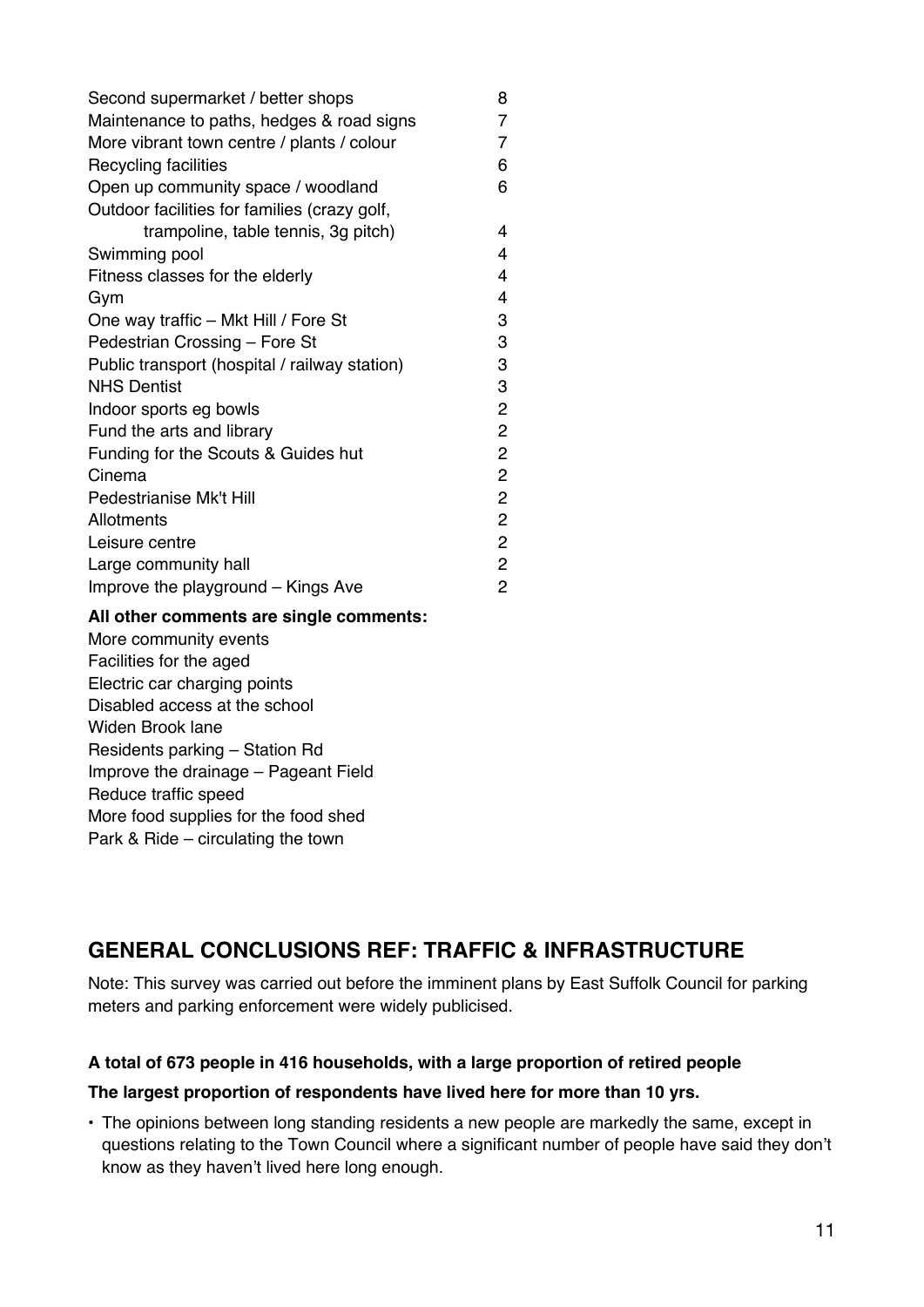| | |
|---|---|
| Second supermarket / better shops | 8 |
| Maintenance to paths, hedges & road signs | 7 |
| More vibrant town centre / plants / colour | 7 |
| Recycling facilities | 6 |
| Open up community space / woodland | 6 |
| Outdoor facilities for families (crazy golf, trampoline, table tennis, 3g pitch) | 4 |
| Swimming pool | 4 |
| Fitness classes for the elderly | 4 |
| Gym | 4 |
| One way traffic – Mkt Hill / Fore St | 3 |
| Pedestrian Crossing – Fore St | 3 |
| Public transport (hospital / railway station) | 3 |
| NHS Dentist | 3 |
| Indoor sports eg bowls | 2 |
| Fund the arts and library | 2 |
| Funding for the Scouts & Guides hut | 2 |
| Cinema | 2 |
| Pedestrianise Mk't Hill | 2 |
| Allotments | 2 |
| Leisure centre | 2 |
| Large community hall | 2 |
| Improve the playground – Kings Ave | 2 |

**All other comments are single comments:**

More community events
Facilities for the aged
Electric car charging points
Disabled access at the school
Widen Brook lane
Residents parking – Station Rd
Improve the drainage – Pageant Field
Reduce traffic speed
More food supplies for the food shed
Park & Ride – circulating the town

## GENERAL CONCLUSIONS REF: TRAFFIC & INFRASTRUCTURE

Note: This survey was carried out before the imminent plans by East Suffolk Council for parking meters and parking enforcement were widely publicised.

**A total of 673 people in 416 households, with a large proportion of retired people**

**The largest proportion of respondents have lived here for more than 10 yrs.**

- The opinions between long standing residents a new people are markedly the same, except in questions relating to the Town Council where a significant number of people have said they don't know as they haven't lived here long enough.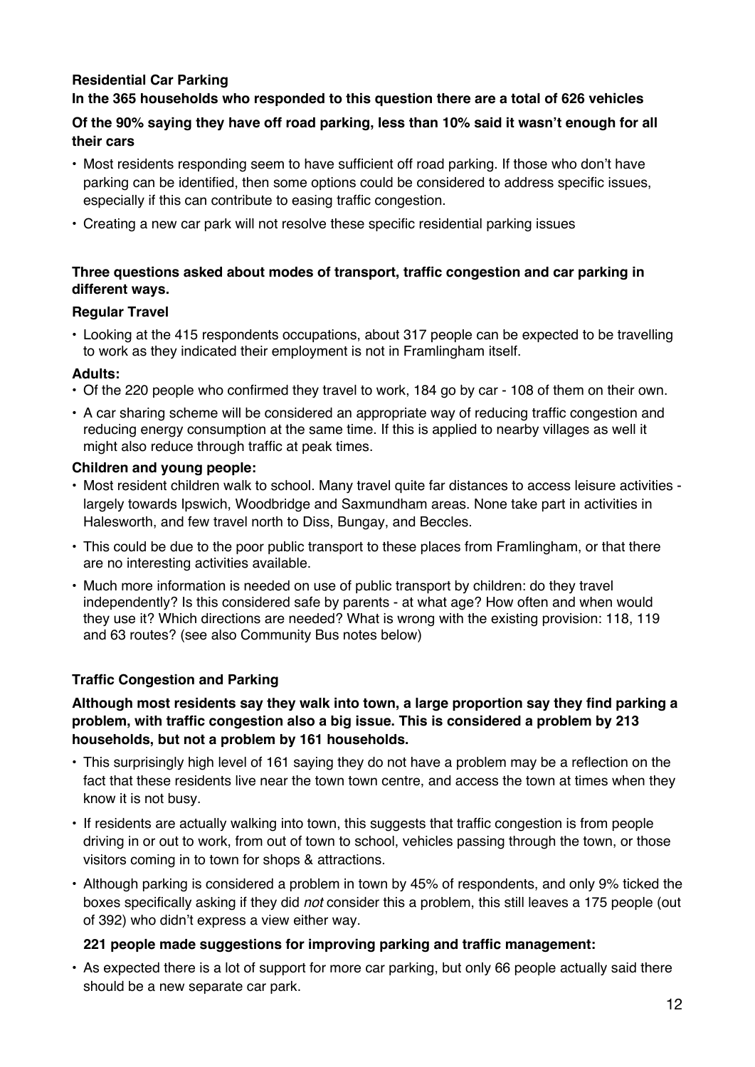**Residential Car Parking**

**In the 365 households who responded to this question there are a total of 626 vehicles**

**Of the 90% saying they have off road parking, less than 10% said it wasn't enough for all their cars**

- Most residents responding seem to have sufficient off road parking. If those who don't have parking can be identified, then some options could be considered to address specific issues, especially if this can contribute to easing traffic congestion.
- Creating a new car park will not resolve these specific residential parking issues

**Three questions asked about modes of transport, traffic congestion and car parking in different ways.**

**Regular Travel**

- Looking at the 415 respondents occupations, about 317 people can be expected to be travelling to work as they indicated their employment is not in Framlingham itself.

**Adults:**

- Of the 220 people who confirmed they travel to work, 184 go by car - 108 of them on their own.
- A car sharing scheme will be considered an appropriate way of reducing traffic congestion and reducing energy consumption at the same time. If this is applied to nearby villages as well it might also reduce through traffic at peak times.

**Children and young people:**

- Most resident children walk to school. Many travel quite far distances to access leisure activities - largely towards Ipswich, Woodbridge and Saxmundham areas. None take part in activities in Halesworth, and few travel north to Diss, Bungay, and Beccles.
- This could be due to the poor public transport to these places from Framlingham, or that there are no interesting activities available.
- Much more information is needed on use of public transport by children: do they travel independently? Is this considered safe by parents - at what age? How often and when would they use it? Which directions are needed? What is wrong with the existing provision: 118, 119 and 63 routes? (see also Community Bus notes below)

**Traffic Congestion and Parking**

**Although most residents say they walk into town, a large proportion say they find parking a problem, with traffic congestion also a big issue. This is considered a problem by 213 households, but not a problem by 161 households.**

- This surprisingly high level of 161 saying they do not have a problem may be a reflection on the fact that these residents live near the town town centre, and access the town at times when they know it is not busy.
- If residents are actually walking into town, this suggests that traffic congestion is from people driving in or out to work, from out of town to school, vehicles passing through the town, or those visitors coming in to town for shops & attractions.
- Although parking is considered a problem in town by 45% of respondents, and only 9% ticked the boxes specifically asking if they did *not* consider this a problem, this still leaves a 175 people (out of 392) who didn't express a view either way.

**221 people made suggestions for improving parking and traffic management:**

- As expected there is a lot of support for more car parking, but only 66 people actually said there should be a new separate car park.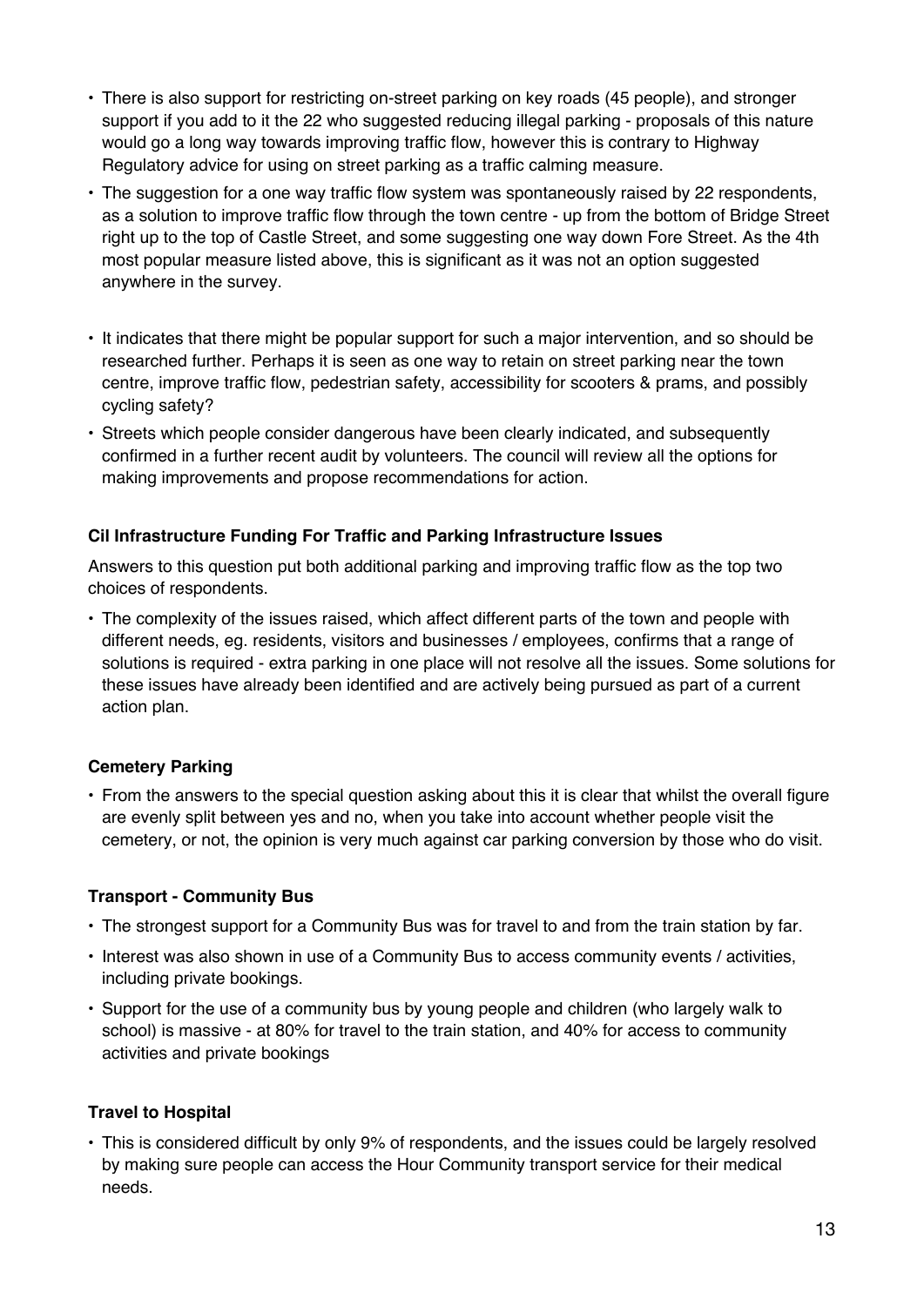- There is also support for restricting on-street parking on key roads (45 people), and stronger support if you add to it the 22 who suggested reducing illegal parking - proposals of this nature would go a long way towards improving traffic flow, however this is contrary to Highway Regulatory advice for using on street parking as a traffic calming measure.
- The suggestion for a one way traffic flow system was spontaneously raised by 22 respondents, as a solution to improve traffic flow through the town centre - up from the bottom of Bridge Street right up to the top of Castle Street, and some suggesting one way down Fore Street. As the 4th most popular measure listed above, this is significant as it was not an option suggested anywhere in the survey.
- It indicates that there might be popular support for such a major intervention, and so should be researched further. Perhaps it is seen as one way to retain on street parking near the town centre, improve traffic flow, pedestrian safety, accessibility for scooters & prams, and possibly cycling safety?
- Streets which people consider dangerous have been clearly indicated, and subsequently confirmed in a further recent audit by volunteers. The council will review all the options for making improvements and propose recommendations for action.

**Cil Infrastructure Funding For Traffic and Parking Infrastructure Issues**

Answers to this question put both additional parking and improving traffic flow as the top two choices of respondents.

- The complexity of the issues raised, which affect different parts of the town and people with different needs, eg. residents, visitors and businesses / employees, confirms that a range of solutions is required - extra parking in one place will not resolve all the issues. Some solutions for these issues have already been identified and are actively being pursued as part of a current action plan.

**Cemetery Parking**

- From the answers to the special question asking about this it is clear that whilst the overall figure are evenly split between yes and no, when you take into account whether people visit the cemetery, or not, the opinion is very much against car parking conversion by those who do visit.

**Transport - Community Bus**

- The strongest support for a Community Bus was for travel to and from the train station by far.
- Interest was also shown in use of a Community Bus to access community events / activities, including private bookings.
- Support for the use of a community bus by young people and children (who largely walk to school) is massive - at 80% for travel to the train station, and 40% for access to community activities and private bookings

**Travel to Hospital**

- This is considered difficult by only 9% of respondents, and the issues could be largely resolved by making sure people can access the Hour Community transport service for their medical needs.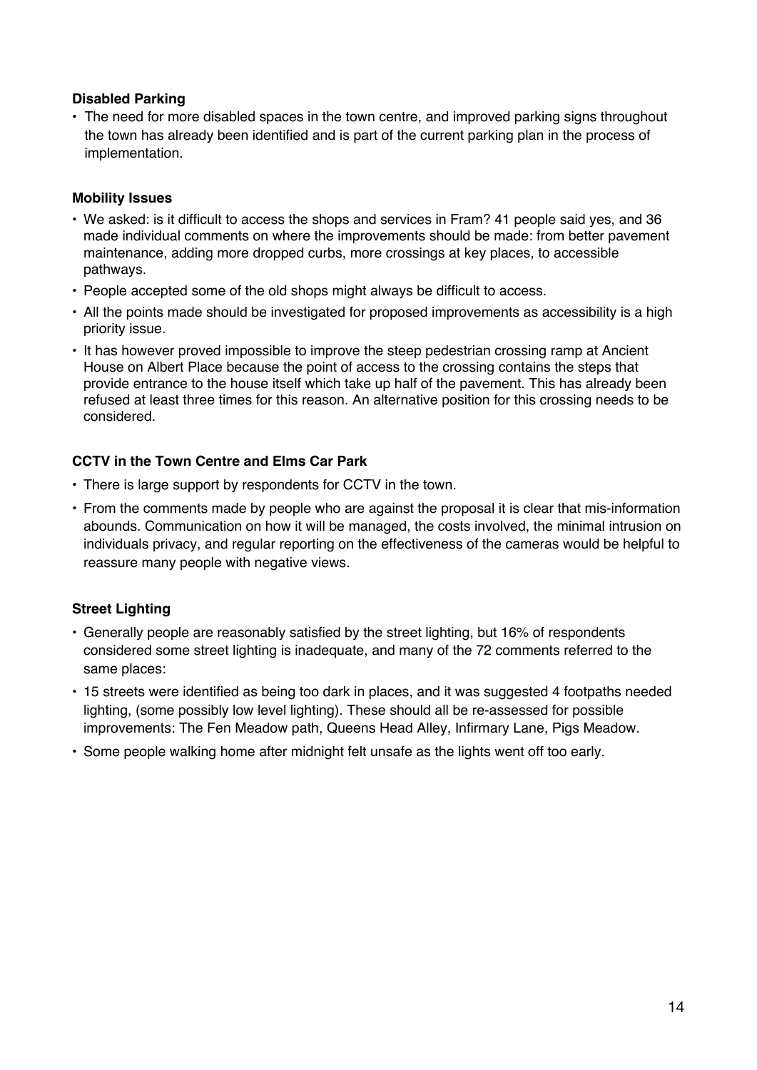**Disabled Parking**

- The need for more disabled spaces in the town centre, and improved parking signs throughout the town has already been identified and is part of the current parking plan in the process of implementation.

**Mobility Issues**

- We asked: is it difficult to access the shops and services in Fram? 41 people said yes, and 36 made individual comments on where the improvements should be made: from better pavement maintenance, adding more dropped curbs, more crossings at key places, to accessible pathways.
- People accepted some of the old shops might always be difficult to access.
- All the points made should be investigated for proposed improvements as accessibility is a high priority issue.
- It has however proved impossible to improve the steep pedestrian crossing ramp at Ancient House on Albert Place because the point of access to the crossing contains the steps that provide entrance to the house itself which take up half of the pavement. This has already been refused at least three times for this reason. An alternative position for this crossing needs to be considered.

**CCTV in the Town Centre and Elms Car Park**

- There is large support by respondents for CCTV in the town.
- From the comments made by people who are against the proposal it is clear that mis-information abounds. Communication on how it will be managed, the costs involved, the minimal intrusion on individuals privacy, and regular reporting on the effectiveness of the cameras would be helpful to reassure many people with negative views.

**Street Lighting**

- Generally people are reasonably satisfied by the street lighting, but 16% of respondents considered some street lighting is inadequate, and many of the 72 comments referred to the same places:
- 15 streets were identified as being too dark in places, and it was suggested 4 footpaths needed lighting, (some possibly low level lighting). These should all be re-assessed for possible improvements: The Fen Meadow path, Queens Head Alley, Infirmary Lane, Pigs Meadow.
- Some people walking home after midnight felt unsafe as the lights went off too early.